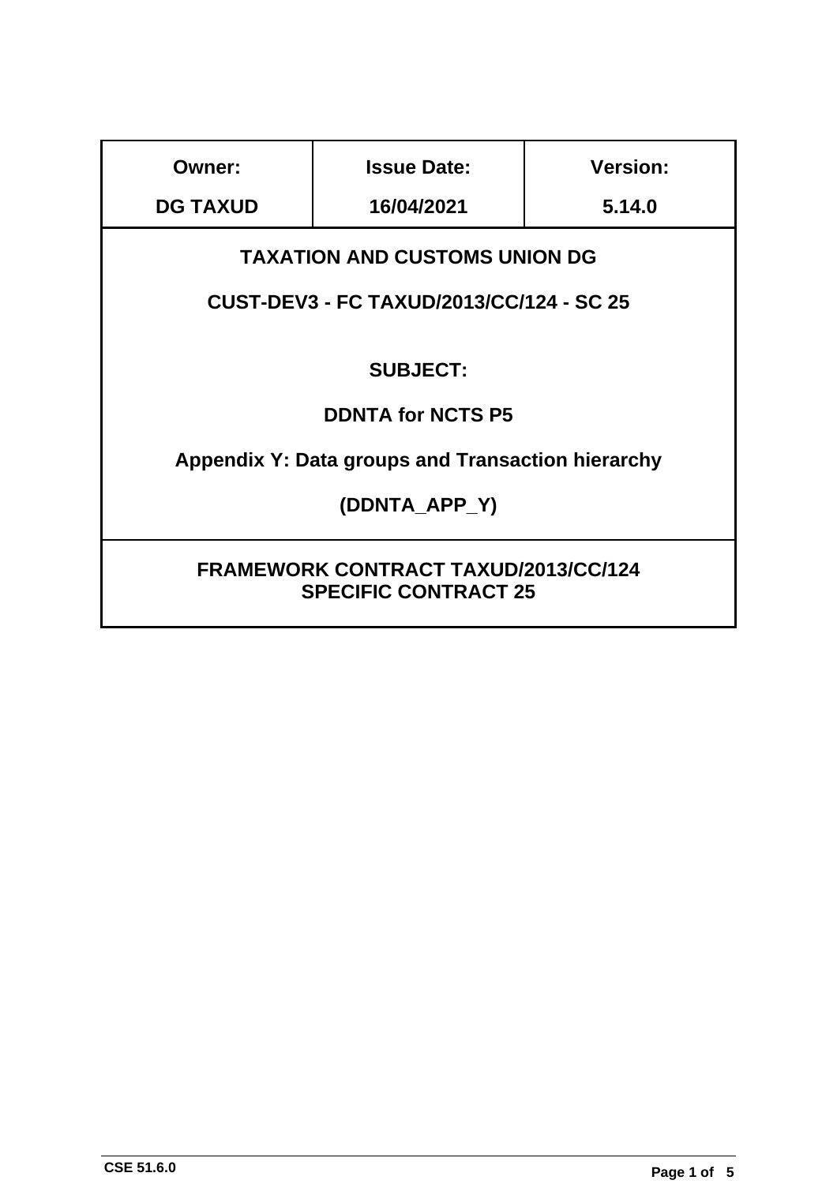| Owner: | Issue Date: | Version: |
| --- | --- | --- |
| **DG TAXUD** | **16/04/2021** | **5.14.0** |

**TAXATION AND CUSTOMS UNION DG**

**CUST-DEV3 - FC TAXUD/2013/CC/124 - SC 25**

**SUBJECT:**

**DDNTA for NCTS P5**

**Appendix Y: Data groups and Transaction hierarchy**

**(DDNTA_APP_Y)**

**FRAMEWORK CONTRACT TAXUD/2013/CC/124**
**SPECIFIC CONTRACT 25**

CSE 51.6.0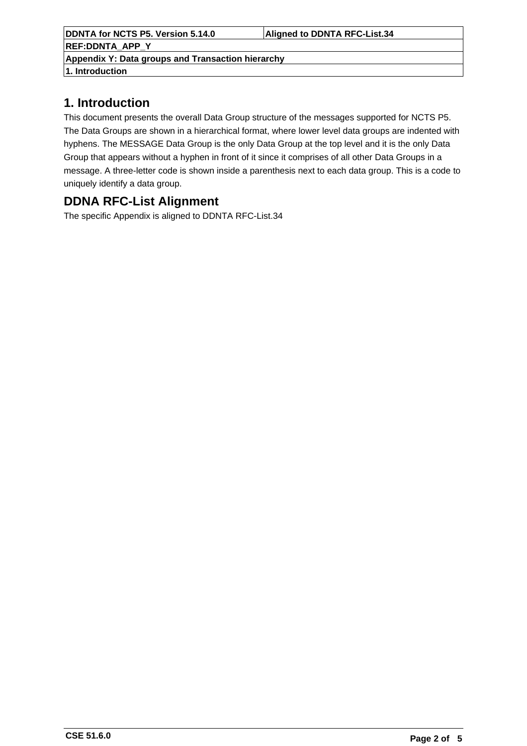# 1. Introduction

This document presents the overall Data Group structure of the messages supported for NCTS P5. The Data Groups are shown in a hierarchical format, where lower level data groups are indented with hyphens. The MESSAGE Data Group is the only Data Group at the top level and it is the only Data Group that appears without a hyphen in front of it since it comprises of all other Data Groups in a message. A three-letter code is shown inside a parenthesis next to each data group. This is a code to uniquely identify a data group.

## DDNA RFC-List Alignment

The specific Appendix is aligned to DDNTA RFC-List.34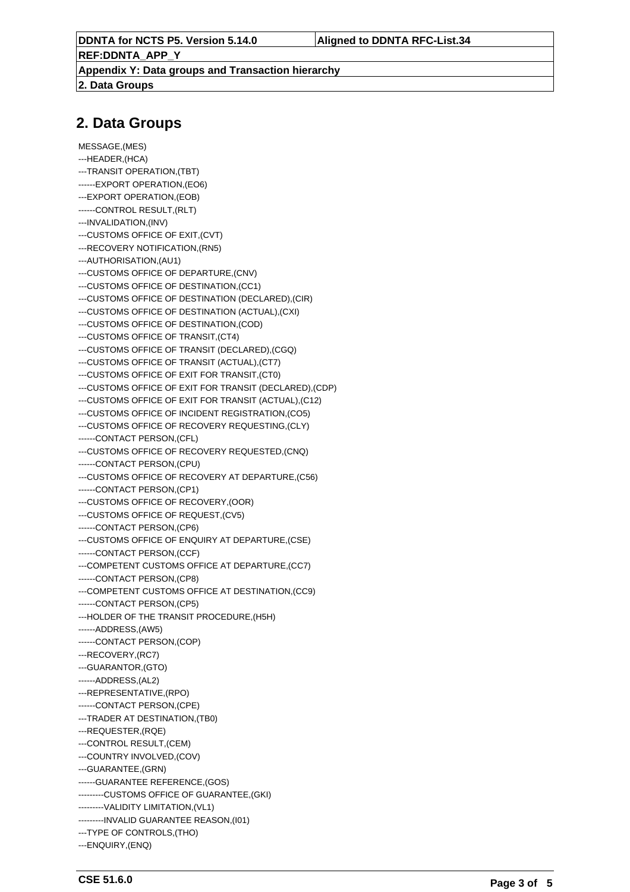## 2. Data Groups

```
MESSAGE,(MES)
---HEADER,(HCA)
---TRANSIT OPERATION,(TBT)
------EXPORT OPERATION,(EO6)
---EXPORT OPERATION,(EOB)
------CONTROL RESULT,(RLT)
---INVALIDATION,(INV)
---CUSTOMS OFFICE OF EXIT,(CVT)
---RECOVERY NOTIFICATION,(RN5)
---AUTHORISATION,(AU1)
---CUSTOMS OFFICE OF DEPARTURE,(CNV)
---CUSTOMS OFFICE OF DESTINATION,(CC1)
---CUSTOMS OFFICE OF DESTINATION (DECLARED),(CIR)
---CUSTOMS OFFICE OF DESTINATION (ACTUAL),(CXI)
---CUSTOMS OFFICE OF DESTINATION,(COD)
---CUSTOMS OFFICE OF TRANSIT,(CT4)
---CUSTOMS OFFICE OF TRANSIT (DECLARED),(CGQ)
---CUSTOMS OFFICE OF TRANSIT (ACTUAL),(CT7)
---CUSTOMS OFFICE OF EXIT FOR TRANSIT,(CT0)
---CUSTOMS OFFICE OF EXIT FOR TRANSIT (DECLARED),(CDP)
---CUSTOMS OFFICE OF EXIT FOR TRANSIT (ACTUAL),(C12)
---CUSTOMS OFFICE OF INCIDENT REGISTRATION,(CO5)
---CUSTOMS OFFICE OF RECOVERY REQUESTING,(CLY)
------CONTACT PERSON,(CFL)
---CUSTOMS OFFICE OF RECOVERY REQUESTED,(CNQ)
------CONTACT PERSON,(CPU)
---CUSTOMS OFFICE OF RECOVERY AT DEPARTURE,(C56)
------CONTACT PERSON,(CP1)
---CUSTOMS OFFICE OF RECOVERY,(OOR)
---CUSTOMS OFFICE OF REQUEST,(CV5)
------CONTACT PERSON,(CP6)
---CUSTOMS OFFICE OF ENQUIRY AT DEPARTURE,(CSE)
------CONTACT PERSON,(CCF)
---COMPETENT CUSTOMS OFFICE AT DEPARTURE,(CC7)
------CONTACT PERSON,(CP8)
---COMPETENT CUSTOMS OFFICE AT DESTINATION,(CC9)
------CONTACT PERSON,(CP5)
---HOLDER OF THE TRANSIT PROCEDURE,(H5H)
------ADDRESS,(AW5)
------CONTACT PERSON,(COP)
---RECOVERY,(RC7)
---GUARANTOR,(GTO)
------ADDRESS,(AL2)
---REPRESENTATIVE,(RPO)
------CONTACT PERSON,(CPE)
---TRADER AT DESTINATION,(TB0)
---REQUESTER,(RQE)
---CONTROL RESULT,(CEM)
---COUNTRY INVOLVED,(COV)
---GUARANTEE,(GRN)
------GUARANTEE REFERENCE,(GOS)
---------CUSTOMS OFFICE OF GUARANTEE,(GKI)
---------VALIDITY LIMITATION,(VL1)
---------INVALID GUARANTEE REASON,(I01)
---TYPE OF CONTROLS,(THO)
---ENQUIRY,(ENQ)
```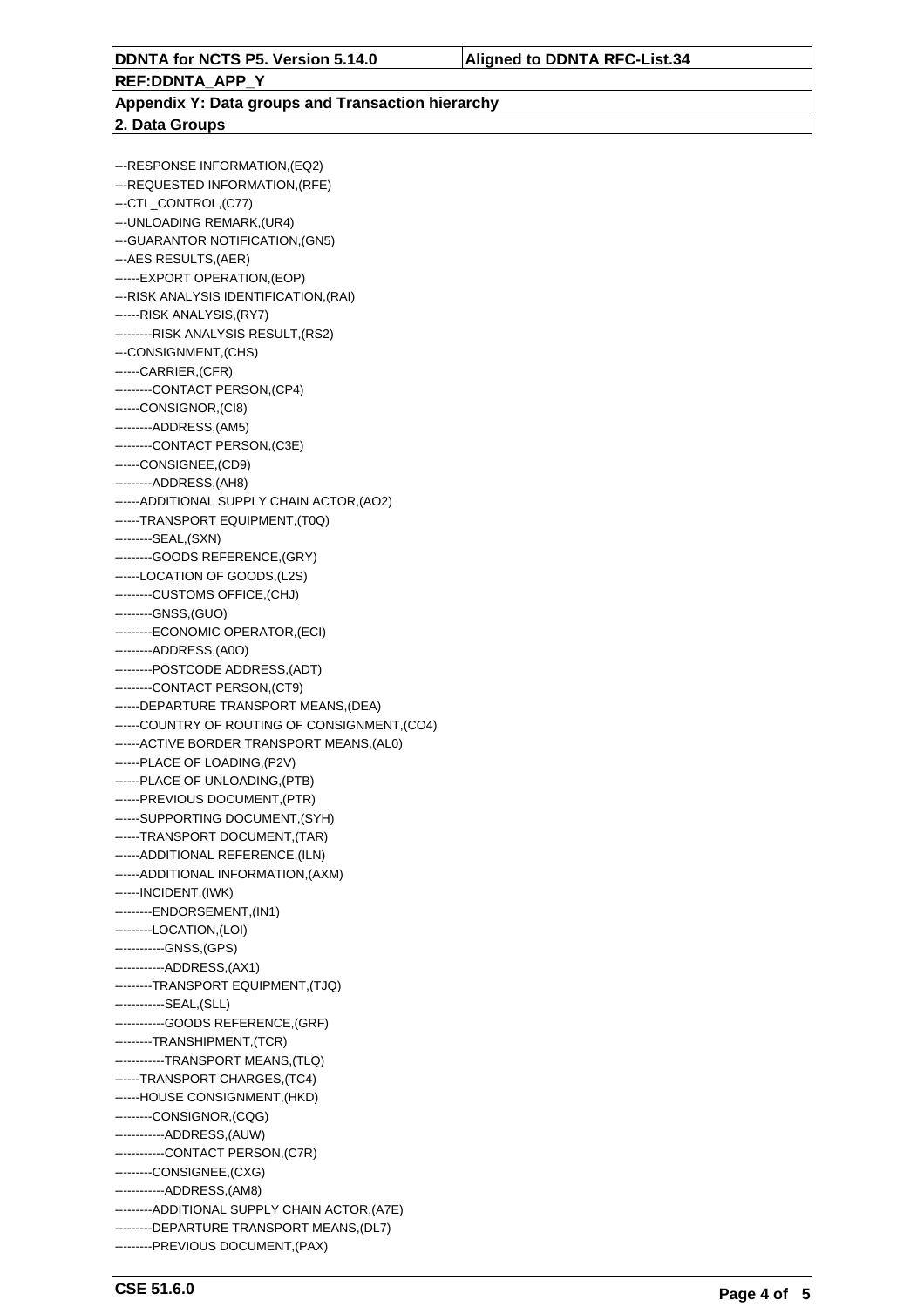---RESPONSE INFORMATION,(EQ2)
---REQUESTED INFORMATION,(RFE)
---CTL_CONTROL,(C77)
---UNLOADING REMARK,(UR4)
---GUARANTOR NOTIFICATION,(GN5)
---AES RESULTS,(AER)
------EXPORT OPERATION,(EOP)
---RISK ANALYSIS IDENTIFICATION,(RAI)
------RISK ANALYSIS,(RY7)
---------RISK ANALYSIS RESULT,(RS2)
---CONSIGNMENT,(CHS)
------CARRIER,(CFR)
---------CONTACT PERSON,(CP4)
------CONSIGNOR,(CI8)
---------ADDRESS,(AM5)
---------CONTACT PERSON,(C3E)
------CONSIGNEE,(CD9)
---------ADDRESS,(AH8)
------ADDITIONAL SUPPLY CHAIN ACTOR,(AO2)
------TRANSPORT EQUIPMENT,(T0Q)
---------SEAL,(SXN)
---------GOODS REFERENCE,(GRY)
------LOCATION OF GOODS,(L2S)
---------CUSTOMS OFFICE,(CHJ)
---------GNSS,(GUO)
---------ECONOMIC OPERATOR,(ECI)
---------ADDRESS,(A0O)
---------POSTCODE ADDRESS,(ADT)
---------CONTACT PERSON,(CT9)
------DEPARTURE TRANSPORT MEANS,(DEA)
------COUNTRY OF ROUTING OF CONSIGNMENT,(CO4)
------ACTIVE BORDER TRANSPORT MEANS,(AL0)
------PLACE OF LOADING,(P2V)
------PLACE OF UNLOADING,(PTB)
------PREVIOUS DOCUMENT,(PTR)
------SUPPORTING DOCUMENT,(SYH)
------TRANSPORT DOCUMENT,(TAR)
------ADDITIONAL REFERENCE,(ILN)
------ADDITIONAL INFORMATION,(AXM)
------INCIDENT,(IWK)
---------ENDORSEMENT,(IN1)
---------LOCATION,(LOI)
------------GNSS,(GPS)
------------ADDRESS,(AX1)
---------TRANSPORT EQUIPMENT,(TJQ)
------------SEAL,(SLL)
------------GOODS REFERENCE,(GRF)
---------TRANSHIPMENT,(TCR)
------------TRANSPORT MEANS,(TLQ)
------TRANSPORT CHARGES,(TC4)
------HOUSE CONSIGNMENT,(HKD)
---------CONSIGNOR,(CQG)
------------ADDRESS,(AUW)
------------CONTACT PERSON,(C7R)
---------CONSIGNEE,(CXG)
------------ADDRESS,(AM8)
---------ADDITIONAL SUPPLY CHAIN ACTOR,(A7E)
---------DEPARTURE TRANSPORT MEANS,(DL7)
---------PREVIOUS DOCUMENT,(PAX)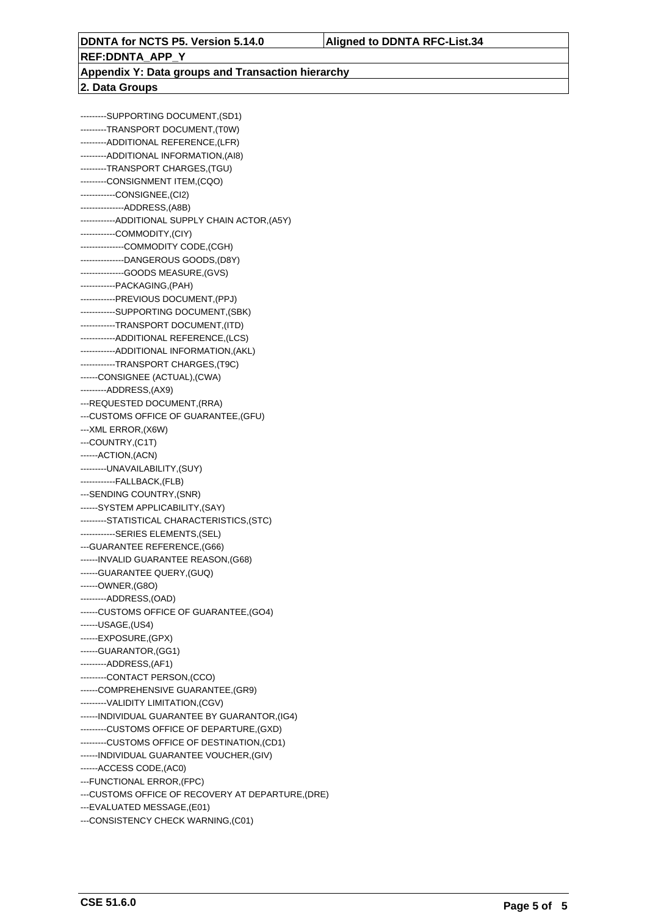| DDNTA for NCTS P5. Version 5.14.0 | Aligned to DDNTA RFC-List.34 |
|---|---|
| REF:DDNTA_APP_Y | |
| Appendix Y: Data groups and Transaction hierarchy | |
| 2. Data Groups | |

---------SUPPORTING DOCUMENT,(SD1)
---------TRANSPORT DOCUMENT,(T0W)
---------ADDITIONAL REFERENCE,(LFR)
---------ADDITIONAL INFORMATION,(AI8)
---------TRANSPORT CHARGES,(TGU)
---------CONSIGNMENT ITEM,(CQO)
------------CONSIGNEE,(CI2)
---------------ADDRESS,(A8B)
------------ADDITIONAL SUPPLY CHAIN ACTOR,(A5Y)
------------COMMODITY,(CIY)
---------------COMMODITY CODE,(CGH)
---------------DANGEROUS GOODS,(D8Y)
---------------GOODS MEASURE,(GVS)
------------PACKAGING,(PAH)
------------PREVIOUS DOCUMENT,(PPJ)
------------SUPPORTING DOCUMENT,(SBK)
------------TRANSPORT DOCUMENT,(ITD)
------------ADDITIONAL REFERENCE,(LCS)
------------ADDITIONAL INFORMATION,(AKL)
------------TRANSPORT CHARGES,(T9C)
------CONSIGNEE (ACTUAL),(CWA)
---------ADDRESS,(AX9)
---REQUESTED DOCUMENT,(RRA)
---CUSTOMS OFFICE OF GUARANTEE,(GFU)
---XML ERROR,(X6W)
---COUNTRY,(C1T)
------ACTION,(ACN)
---------UNAVAILABILITY,(SUY)
------------FALLBACK,(FLB)
---SENDING COUNTRY,(SNR)
------SYSTEM APPLICABILITY,(SAY)
---------STATISTICAL CHARACTERISTICS,(STC)
------------SERIES ELEMENTS,(SEL)
---GUARANTEE REFERENCE,(G66)
------INVALID GUARANTEE REASON,(G68)
------GUARANTEE QUERY,(GUQ)
------OWNER,(G8O)
---------ADDRESS,(OAD)
------CUSTOMS OFFICE OF GUARANTEE,(GO4)
------USAGE,(US4)
------EXPOSURE,(GPX)
------GUARANTOR,(GG1)
---------ADDRESS,(AF1)
---------CONTACT PERSON,(CCO)
------COMPREHENSIVE GUARANTEE,(GR9)
---------VALIDITY LIMITATION,(CGV)
------INDIVIDUAL GUARANTEE BY GUARANTOR,(IG4)
---------CUSTOMS OFFICE OF DEPARTURE,(GXD)
---------CUSTOMS OFFICE OF DESTINATION,(CD1)
------INDIVIDUAL GUARANTEE VOUCHER,(GIV)
------ACCESS CODE,(AC0)
---FUNCTIONAL ERROR,(FPC)
---CUSTOMS OFFICE OF RECOVERY AT DEPARTURE,(DRE)
---EVALUATED MESSAGE,(E01)
---CONSISTENCY CHECK WARNING,(C01)

CSE 51.6.0